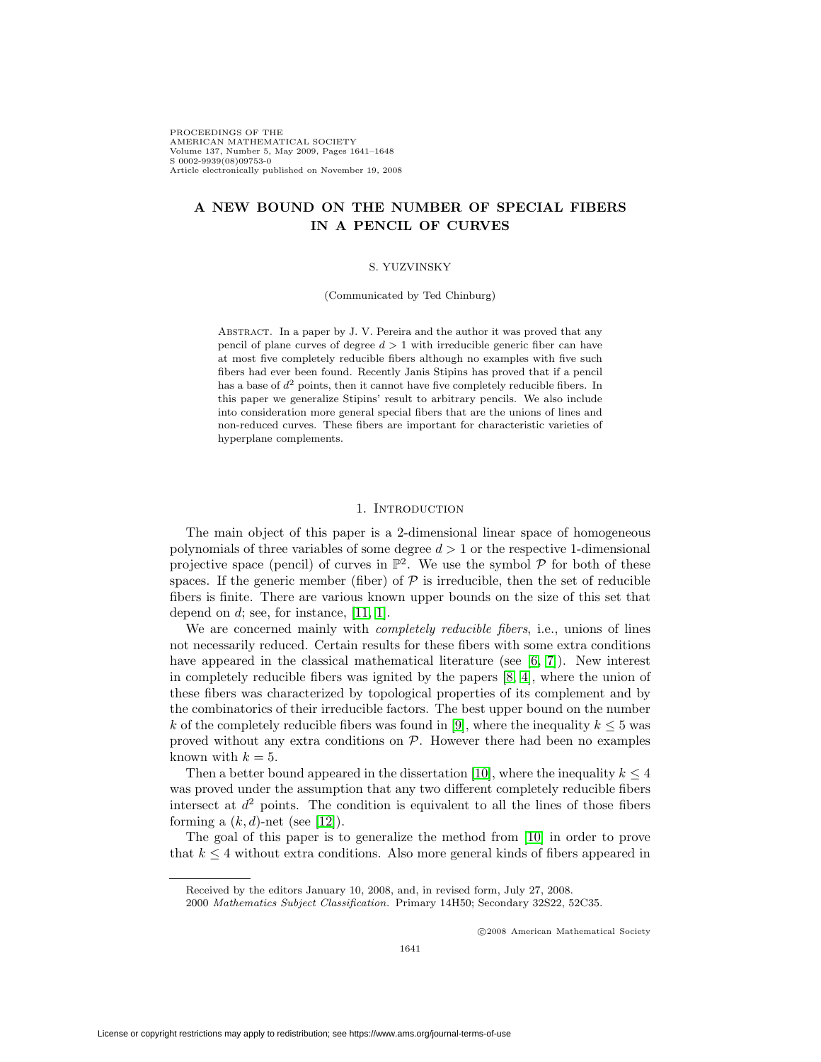# A NEW BOUND ON THE NUMBER OF SPECIAL FIBERS IN A PENCIL OF CURVES

S. YUZVINSKY

(Communicated by Ted Chinburg)

Abstract. In a paper by J. V. Pereira and the author it was proved that any pencil of plane curves of degree $d > 1$ with irreducible generic fiber can have at most five completely reducible fibers although no examples with five such fibers had ever been found. Recently Janis Stipins has proved that if a pencil has a base of $d^2$ points, then it cannot have five completely reducible fibers. In this paper we generalize Stipins' result to arbitrary pencils. We also include into consideration more general special fibers that are the unions of lines and non-reduced curves. These fibers are important for characteristic varieties of hyperplane complements.

## 1. Introduction

The main object of this paper is a 2-dimensional linear space of homogeneous polynomials of three variables of some degree $d > 1$ or the respective 1-dimensional projective space (pencil) of curves in $\mathbb{P}^2$. We use the symbol $\mathcal{P}$ for both of these spaces. If the generic member (fiber) of $\mathcal{P}$ is irreducible, then the set of reducible fibers is finite. There are various known upper bounds on the size of this set that depend on $d$; see, for instance, [11, 1].

We are concerned mainly with *completely reducible fibers*, i.e., unions of lines not necessarily reduced. Certain results for these fibers with some extra conditions have appeared in the classical mathematical literature (see [6, 7]). New interest in completely reducible fibers was ignited by the papers [8, 4], where the union of these fibers was characterized by topological properties of its complement and by the combinatorics of their irreducible factors. The best upper bound on the number $k$ of the completely reducible fibers was found in [9], where the inequality $k \leq 5$ was proved without any extra conditions on $\mathcal{P}$. However there had been no examples known with $k = 5$.

Then a better bound appeared in the dissertation [10], where the inequality $k \leq 4$ was proved under the assumption that any two different completely reducible fibers intersect at $d^2$ points. The condition is equivalent to all the lines of those fibers forming a $(k, d)$-net (see [12]).

The goal of this paper is to generalize the method from [10] in order to prove that $k \leq 4$ without extra conditions. Also more general kinds of fibers appeared in

Received by the editors January 10, 2008, and, in revised form, July 27, 2008.

2000 *Mathematics Subject Classification.* Primary 14H50; Secondary 32S22, 52C35.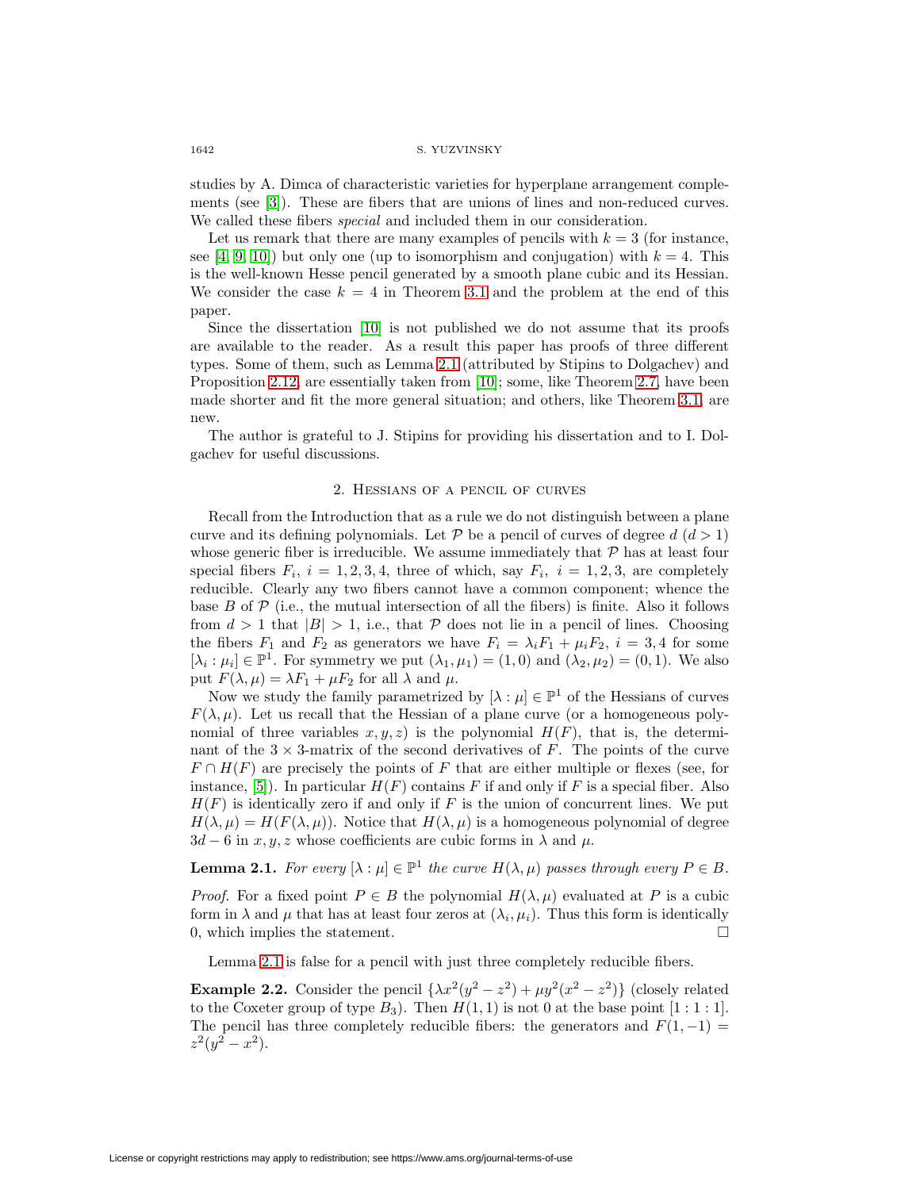studies by A. Dimca of characteristic varieties for hyperplane arrangement complements (see [3]). These are fibers that are unions of lines and non-reduced curves. We called these fibers *special* and included them in our consideration.

Let us remark that there are many examples of pencils with $k = 3$ (for instance, see [4, 9, 10]) but only one (up to isomorphism and conjugation) with $k = 4$. This is the well-known Hesse pencil generated by a smooth plane cubic and its Hessian. We consider the case $k = 4$ in Theorem 3.1 and the problem at the end of this paper.

Since the dissertation [10] is not published we do not assume that its proofs are available to the reader. As a result this paper has proofs of three different types. Some of them, such as Lemma 2.1 (attributed by Stipins to Dolgachev) and Proposition 2.12, are essentially taken from [10]; some, like Theorem 2.7, have been made shorter and fit the more general situation; and others, like Theorem 3.1, are new.

The author is grateful to J. Stipins for providing his dissertation and to I. Dolgachev for useful discussions.

## 2. Hessians of a pencil of curves

Recall from the Introduction that as a rule we do not distinguish between a plane curve and its defining polynomials. Let $\mathcal{P}$ be a pencil of curves of degree $d$ ($d > 1$) whose generic fiber is irreducible. We assume immediately that $\mathcal{P}$ has at least four special fibers $F_i$, $i = 1, 2, 3, 4$, three of which, say $F_i$, $i = 1, 2, 3$, are completely reducible. Clearly any two fibers cannot have a common component; whence the base $B$ of $\mathcal{P}$ (i.e., the mutual intersection of all the fibers) is finite. Also it follows from $d > 1$ that $|B| > 1$, i.e., that $\mathcal{P}$ does not lie in a pencil of lines. Choosing the fibers $F_1$ and $F_2$ as generators we have $F_i = \lambda_i F_1 + \mu_i F_2$, $i = 3, 4$ for some $[\lambda_i : \mu_i] \in \mathbb{P}^1$. For symmetry we put $(\lambda_1, \mu_1) = (1, 0)$ and $(\lambda_2, \mu_2) = (0, 1)$. We also put $F(\lambda, \mu) = \lambda F_1 + \mu F_2$ for all $\lambda$ and $\mu$.

Now we study the family parametrized by $[\lambda : \mu] \in \mathbb{P}^1$ of the Hessians of curves $F(\lambda, \mu)$. Let us recall that the Hessian of a plane curve (or a homogeneous polynomial of three variables $x, y, z$) is the polynomial $H(F)$, that is, the determinant of the $3 \times 3$-matrix of the second derivatives of $F$. The points of the curve $F \cap H(F)$ are precisely the points of $F$ that are either multiple or flexes (see, for instance, [5]). In particular $H(F)$ contains $F$ if and only if $F$ is a special fiber. Also $H(F)$ is identically zero if and only if $F$ is the union of concurrent lines. We put $H(\lambda, \mu) = H(F(\lambda, \mu))$. Notice that $H(\lambda, \mu)$ is a homogeneous polynomial of degree $3d - 6$ in $x, y, z$ whose coefficients are cubic forms in $\lambda$ and $\mu$.

**Lemma 2.1.** *For every $[\lambda : \mu] \in \mathbb{P}^1$ the curve $H(\lambda, \mu)$ passes through every $P \in B$.*

*Proof.* For a fixed point $P \in B$ the polynomial $H(\lambda, \mu)$ evaluated at $P$ is a cubic form in $\lambda$ and $\mu$ that has at least four zeros at $(\lambda_i, \mu_i)$. Thus this form is identically 0, which implies the statement. $\square$

Lemma 2.1 is false for a pencil with just three completely reducible fibers.

**Example 2.2.** Consider the pencil $\{\lambda x^2(y^2 - z^2) + \mu y^2(x^2 - z^2)\}$ (closely related to the Coxeter group of type $B_3$). Then $H(1, 1)$ is not 0 at the base point $[1 : 1 : 1]$. The pencil has three completely reducible fibers: the generators and $F(1, -1) = z^2(y^2 - x^2)$.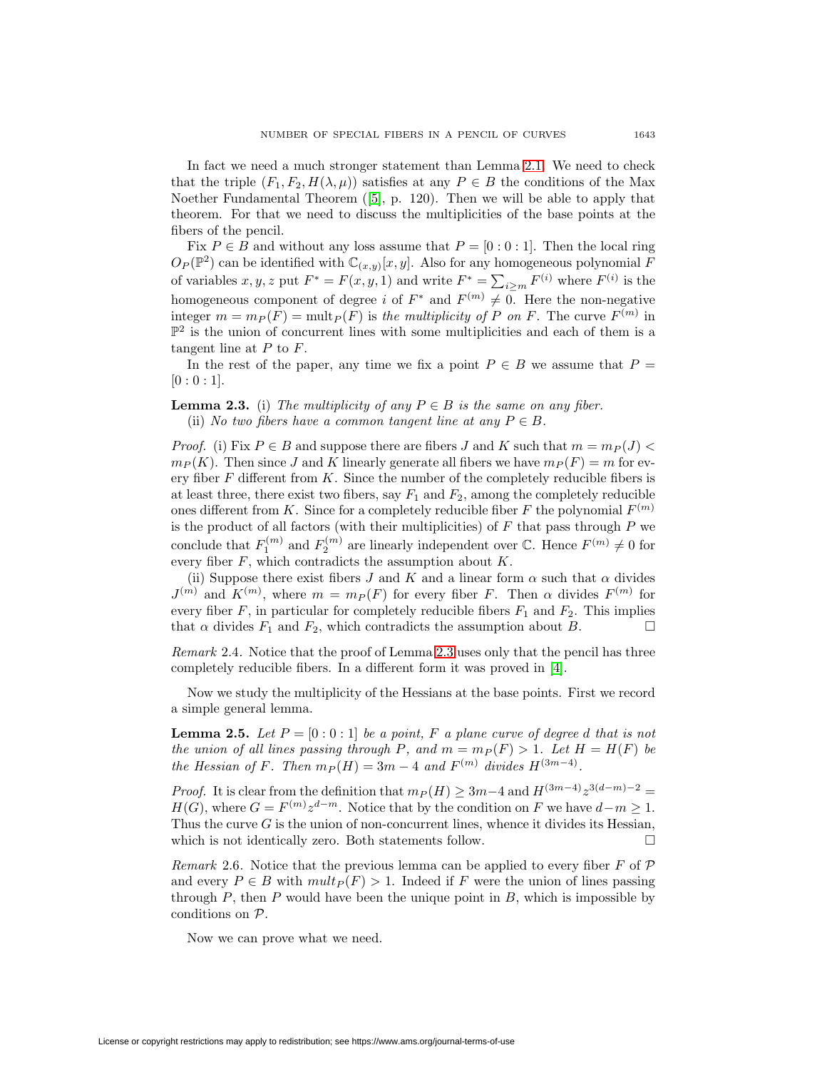In fact we need a much stronger statement than Lemma 2.1. We need to check that the triple $(F_1, F_2, H(\lambda,\mu))$ satisfies at any $P \in B$ the conditions of the Max Noether Fundamental Theorem ([5], p. 120). Then we will be able to apply that theorem. For that we need to discuss the multiplicities of the base points at the fibers of the pencil.

Fix $P \in B$ and without any loss assume that $P = [0:0:1]$. Then the local ring $O_P(\mathbb{P}^2)$ can be identified with $\mathbb{C}_{(x,y)}[x,y]$. Also for any homogeneous polynomial $F$ of variables $x, y, z$ put $F^* = F(x,y,1)$ and write $F^* = \sum_{i\geq m} F^{(i)}$ where $F^{(i)}$ is the homogeneous component of degree $i$ of $F^*$ and $F^{(m)} \neq 0$. Here the non-negative integer $m = m_P(F) = \text{mult}_P(F)$ is *the multiplicity of $P$ on $F$*. The curve $F^{(m)}$ in $\mathbb{P}^2$ is the union of concurrent lines with some multiplicities and each of them is a tangent line at $P$ to $F$.

In the rest of the paper, any time we fix a point $P \in B$ we assume that $P = [0:0:1]$.

**Lemma 2.3.** (i) *The multiplicity of any $P \in B$ is the same on any fiber.*
(ii) *No two fibers have a common tangent line at any $P \in B$.*

*Proof.* (i) Fix $P \in B$ and suppose there are fibers $J$ and $K$ such that $m = m_P(J) < m_P(K)$. Then since $J$ and $K$ linearly generate all fibers we have $m_P(F) = m$ for every fiber $F$ different from $K$. Since the number of the completely reducible fibers is at least three, there exist two fibers, say $F_1$ and $F_2$, among the completely reducible ones different from $K$. Since for a completely reducible fiber $F$ the polynomial $F^{(m)}$ is the product of all factors (with their multiplicities) of $F$ that pass through $P$ we conclude that $F_1^{(m)}$ and $F_2^{(m)}$ are linearly independent over $\mathbb{C}$. Hence $F^{(m)} \neq 0$ for every fiber $F$, which contradicts the assumption about $K$.

(ii) Suppose there exist fibers $J$ and $K$ and a linear form $\alpha$ such that $\alpha$ divides $J^{(m)}$ and $K^{(m)}$, where $m = m_P(F)$ for every fiber $F$. Then $\alpha$ divides $F^{(m)}$ for every fiber $F$, in particular for completely reducible fibers $F_1$ and $F_2$. This implies that $\alpha$ divides $F_1$ and $F_2$, which contradicts the assumption about $B$. $\square$

*Remark* 2.4. Notice that the proof of Lemma 2.3 uses only that the pencil has three completely reducible fibers. In a different form it was proved in [4].

Now we study the multiplicity of the Hessians at the base points. First we record a simple general lemma.

**Lemma 2.5.** *Let $P = [0:0:1]$ be a point, $F$ a plane curve of degree $d$ that is not the union of all lines passing through $P$, and $m = m_P(F) > 1$. Let $H = H(F)$ be the Hessian of $F$. Then $m_P(H) = 3m - 4$ and $F^{(m)}$ divides $H^{(3m-4)}$.*

*Proof.* It is clear from the definition that $m_P(H) \geq 3m-4$ and $H^{(3m-4)}z^{3(d-m)-2} = H(G)$, where $G = F^{(m)}z^{d-m}$. Notice that by the condition on $F$ we have $d-m \geq 1$. Thus the curve $G$ is the union of non-concurrent lines, whence it divides its Hessian, which is not identically zero. Both statements follow. $\square$

*Remark* 2.6. Notice that the previous lemma can be applied to every fiber $F$ of $\mathcal{P}$ and every $P \in B$ with $mult_P(F) > 1$. Indeed if $F$ were the union of lines passing through $P$, then $P$ would have been the unique point in $B$, which is impossible by conditions on $\mathcal{P}$.

Now we can prove what we need.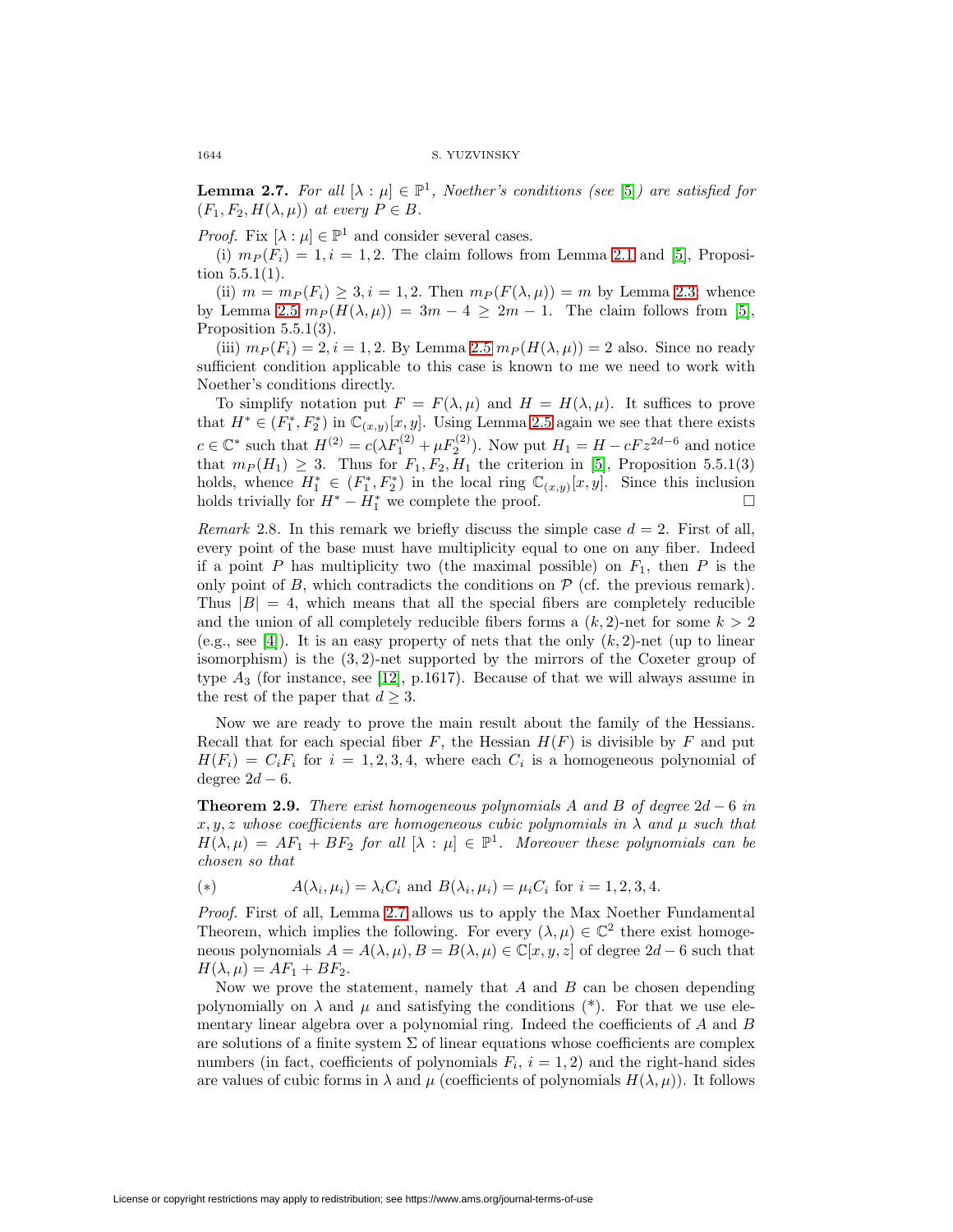**Lemma 2.7.** *For all $[\lambda : \mu] \in \mathbb{P}^1$, Noether's conditions (see [5]) are satisfied for $(F_1, F_2, H(\lambda, \mu))$ at every $P \in B$.*

*Proof.* Fix $[\lambda : \mu] \in \mathbb{P}^1$ and consider several cases.

(i) $m_P(F_i) = 1, i = 1, 2$. The claim follows from Lemma 2.1 and [5], Proposition 5.5.1(1).

(ii) $m = m_P(F_i) \geq 3, i = 1, 2$. Then $m_P(F(\lambda, \mu)) = m$ by Lemma 2.3; whence by Lemma 2.5 $m_P(H(\lambda, \mu)) = 3m - 4 \geq 2m - 1$. The claim follows from [5], Proposition 5.5.1(3).

(iii) $m_P(F_i) = 2, i = 1, 2$. By Lemma 2.5 $m_P(H(\lambda, \mu)) = 2$ also. Since no ready sufficient condition applicable to this case is known to me we need to work with Noether's conditions directly.

To simplify notation put $F = F(\lambda, \mu)$ and $H = H(\lambda, \mu)$. It suffices to prove that $H^* \in (F_1^*, F_2^*)$ in $\mathbb{C}_{(x,y)}[x, y]$. Using Lemma 2.5 again we see that there exists $c \in \mathbb{C}^*$ such that $H^{(2)} = c(\lambda F_1^{(2)} + \mu F_2^{(2)})$. Now put $H_1 = H - cFz^{2d-6}$ and notice that $m_P(H_1) \geq 3$. Thus for $F_1, F_2, H_1$ the criterion in [5], Proposition 5.5.1(3) holds, whence $H_1^* \in (F_1^*, F_2^*)$ in the local ring $\mathbb{C}_{(x,y)}[x, y]$. Since this inclusion holds trivially for $H^* - H_1^*$ we complete the proof. $\square$

*Remark* 2.8. In this remark we briefly discuss the simple case $d = 2$. First of all, every point of the base must have multiplicity equal to one on any fiber. Indeed if a point $P$ has multiplicity two (the maximal possible) on $F_1$, then $P$ is the only point of $B$, which contradicts the conditions on $\mathcal{P}$ (cf. the previous remark). Thus $|B| = 4$, which means that all the special fibers are completely reducible and the union of all completely reducible fibers forms a $(k, 2)$-net for some $k > 2$ (e.g., see [4]). It is an easy property of nets that the only $(k, 2)$-net (up to linear isomorphism) is the $(3, 2)$-net supported by the mirrors of the Coxeter group of type $A_3$ (for instance, see [12], p.1617). Because of that we will always assume in the rest of the paper that $d \geq 3$.

Now we are ready to prove the main result about the family of the Hessians. Recall that for each special fiber $F$, the Hessian $H(F)$ is divisible by $F$ and put $H(F_i) = C_i F_i$ for $i = 1, 2, 3, 4$, where each $C_i$ is a homogeneous polynomial of degree $2d - 6$.

**Theorem 2.9.** *There exist homogeneous polynomials $A$ and $B$ of degree $2d - 6$ in $x, y, z$ whose coefficients are homogeneous cubic polynomials in $\lambda$ and $\mu$ such that $H(\lambda, \mu) = AF_1 + BF_2$ for all $[\lambda : \mu] \in \mathbb{P}^1$. Moreover these polynomials can be chosen so that*

$$(*) \qquad A(\lambda_i, \mu_i) = \lambda_i C_i \text{ and } B(\lambda_i, \mu_i) = \mu_i C_i \text{ for } i = 1, 2, 3, 4.$$

*Proof.* First of all, Lemma 2.7 allows us to apply the Max Noether Fundamental Theorem, which implies the following. For every $(\lambda, \mu) \in \mathbb{C}^2$ there exist homogeneous polynomials $A = A(\lambda, \mu), B = B(\lambda, \mu) \in \mathbb{C}[x, y, z]$ of degree $2d - 6$ such that $H(\lambda, \mu) = AF_1 + BF_2$.

Now we prove the statement, namely that $A$ and $B$ can be chosen depending polynomially on $\lambda$ and $\mu$ and satisfying the conditions (*). For that we use elementary linear algebra over a polynomial ring. Indeed the coefficients of $A$ and $B$ are solutions of a finite system $\Sigma$ of linear equations whose coefficients are complex numbers (in fact, coefficients of polynomials $F_i$, $i = 1, 2$) and the right-hand sides are values of cubic forms in $\lambda$ and $\mu$ (coefficients of polynomials $H(\lambda, \mu)$). It follows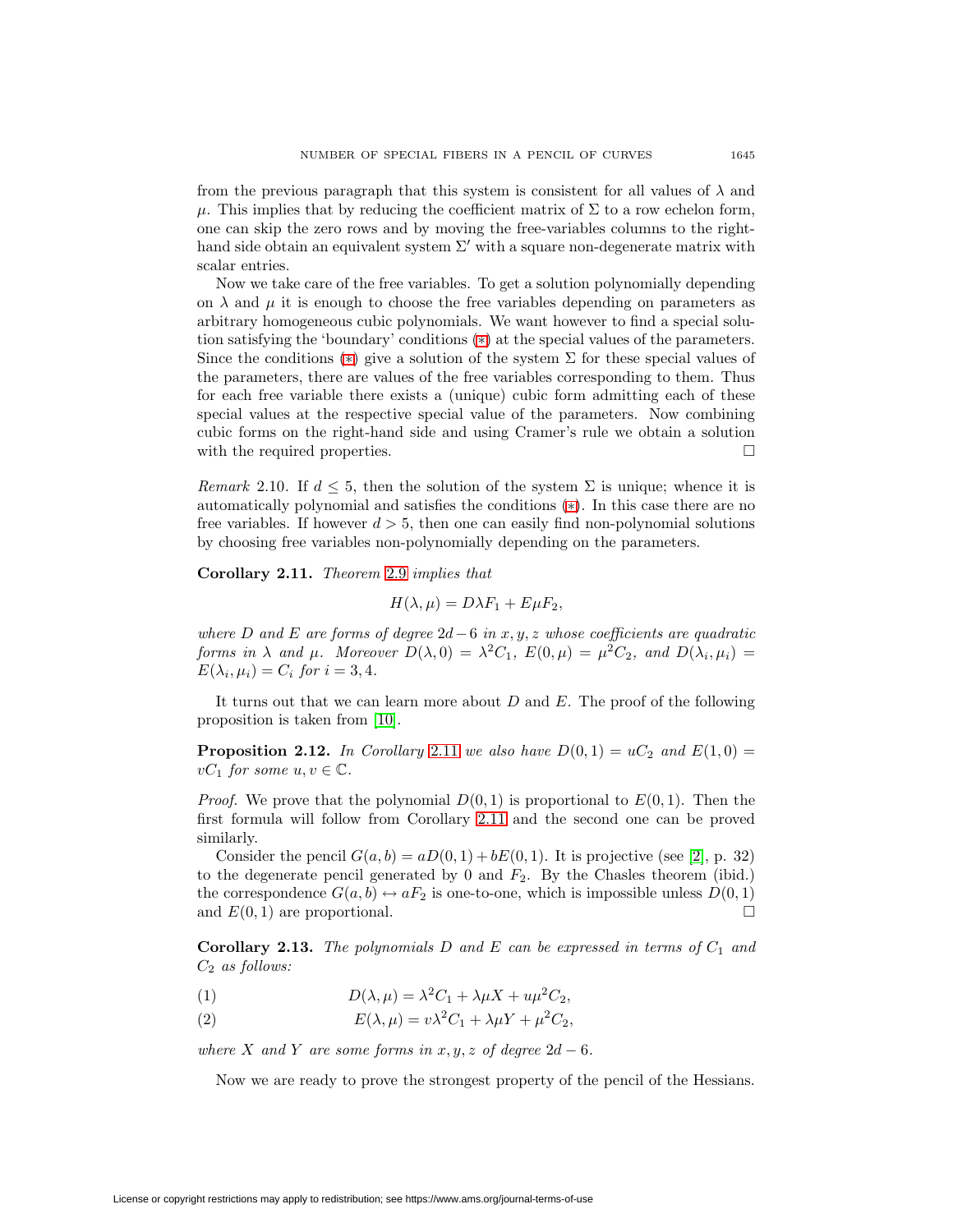from the previous paragraph that this system is consistent for all values of $\lambda$ and $\mu$. This implies that by reducing the coefficient matrix of $\Sigma$ to a row echelon form, one can skip the zero rows and by moving the free-variables columns to the right-hand side obtain an equivalent system $\Sigma'$ with a square non-degenerate matrix with scalar entries.

Now we take care of the free variables. To get a solution polynomially depending on $\lambda$ and $\mu$ it is enough to choose the free variables depending on parameters as arbitrary homogeneous cubic polynomials. We want however to find a special solution satisfying the 'boundary' conditions (∗) at the special values of the parameters. Since the conditions (∗) give a solution of the system $\Sigma$ for these special values of the parameters, there are values of the free variables corresponding to them. Thus for each free variable there exists a (unique) cubic form admitting each of these special values at the respective special value of the parameters. Now combining cubic forms on the right-hand side and using Cramer's rule we obtain a solution with the required properties. □

*Remark* 2.10. If $d \leq 5$, then the solution of the system $\Sigma$ is unique; whence it is automatically polynomial and satisfies the conditions (∗). In this case there are no free variables. If however $d > 5$, then one can easily find non-polynomial solutions by choosing free variables non-polynomially depending on the parameters.

**Corollary 2.11.** *Theorem 2.9 implies that*

$$H(\lambda, \mu) = D\lambda F_1 + E\mu F_2,$$

*where $D$ and $E$ are forms of degree $2d-6$ in $x, y, z$ whose coefficients are quadratic forms in $\lambda$ and $\mu$. Moreover $D(\lambda, 0) = \lambda^2 C_1$, $E(0, \mu) = \mu^2 C_2$, and $D(\lambda_i, \mu_i) = E(\lambda_i, \mu_i) = C_i$ for $i = 3, 4$.*

It turns out that we can learn more about $D$ and $E$. The proof of the following proposition is taken from [10].

**Proposition 2.12.** *In Corollary 2.11 we also have $D(0, 1) = uC_2$ and $E(1, 0) = vC_1$ for some $u, v \in \mathbb{C}$.*

*Proof.* We prove that the polynomial $D(0, 1)$ is proportional to $E(0, 1)$. Then the first formula will follow from Corollary 2.11 and the second one can be proved similarly.

Consider the pencil $G(a, b) = aD(0, 1) + bE(0, 1)$. It is projective (see [2], p. 32) to the degenerate pencil generated by 0 and $F_2$. By the Chasles theorem (ibid.) the correspondence $G(a, b) \leftrightarrow aF_2$ is one-to-one, which is impossible unless $D(0, 1)$ and $E(0, 1)$ are proportional. □

**Corollary 2.13.** *The polynomials $D$ and $E$ can be expressed in terms of $C_1$ and $C_2$ as follows:*

$$D(\lambda, \mu) = \lambda^2 C_1 + \lambda\mu X + u\mu^2 C_2, \tag{1}$$

$$E(\lambda, \mu) = v\lambda^2 C_1 + \lambda\mu Y + \mu^2 C_2, \tag{2}$$

*where $X$ and $Y$ are some forms in $x, y, z$ of degree $2d-6$.*

Now we are ready to prove the strongest property of the pencil of the Hessians.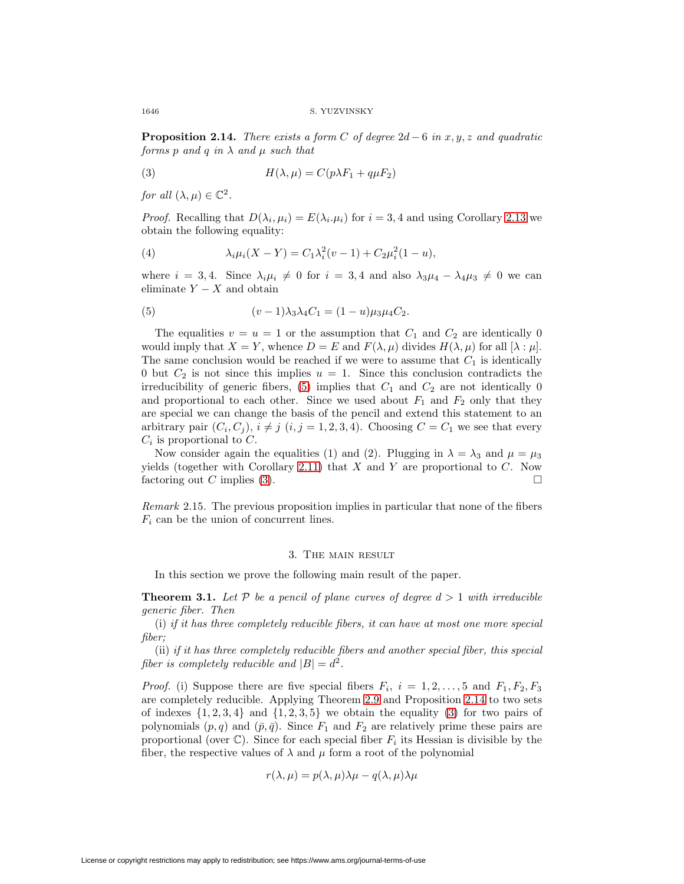**Proposition 2.14.** *There exists a form $C$ of degree $2d-6$ in $x, y, z$ and quadratic forms $p$ and $q$ in $\lambda$ and $\mu$ such that*

$$H(\lambda, \mu) = C(p\lambda F_1 + q\mu F_2) \tag{3}$$

*for all $(\lambda, \mu) \in \mathbb{C}^2$.*

*Proof.* Recalling that $D(\lambda_i, \mu_i) = E(\lambda_i.\mu_i)$ for $i = 3, 4$ and using Corollary 2.13 we obtain the following equality:

$$\lambda_i\mu_i(X - Y) = C_1\lambda_i^2(v-1) + C_2\mu_i^2(1-u), \tag{4}$$

where $i = 3, 4$. Since $\lambda_i\mu_i \neq 0$ for $i = 3, 4$ and also $\lambda_3\mu_4 - \lambda_4\mu_3 \neq 0$ we can eliminate $Y - X$ and obtain

$$(v-1)\lambda_3\lambda_4 C_1 = (1-u)\mu_3\mu_4 C_2. \tag{5}$$

The equalities $v = u = 1$ or the assumption that $C_1$ and $C_2$ are identically 0 would imply that $X = Y$, whence $D = E$ and $F(\lambda, \mu)$ divides $H(\lambda, \mu)$ for all $[\lambda : \mu]$. The same conclusion would be reached if we were to assume that $C_1$ is identically 0 but $C_2$ is not since this implies $u = 1$. Since this conclusion contradicts the irreducibility of generic fibers, (5) implies that $C_1$ and $C_2$ are not identically 0 and proportional to each other. Since we used about $F_1$ and $F_2$ only that they are special we can change the basis of the pencil and extend this statement to an arbitrary pair $(C_i, C_j)$, $i \neq j$ $(i, j = 1, 2, 3, 4)$. Choosing $C = C_1$ we see that every $C_i$ is proportional to $C$.

Now consider again the equalities (1) and (2). Plugging in $\lambda = \lambda_3$ and $\mu = \mu_3$ yields (together with Corollary 2.11) that $X$ and $Y$ are proportional to $C$. Now factoring out $C$ implies (3). □

*Remark* 2.15. The previous proposition implies in particular that none of the fibers $F_i$ can be the union of concurrent lines.

## 3. The main result

In this section we prove the following main result of the paper.

**Theorem 3.1.** *Let $\mathcal{P}$ be a pencil of plane curves of degree $d > 1$ with irreducible generic fiber. Then*

(i) *if it has three completely reducible fibers, it can have at most one more special fiber;*

(ii) *if it has three completely reducible fibers and another special fiber, this special fiber is completely reducible and $|B| = d^2$.*

*Proof.* (i) Suppose there are five special fibers $F_i$, $i = 1, 2, \ldots, 5$ and $F_1, F_2, F_3$ are completely reducible. Applying Theorem 2.9 and Proposition 2.14 to two sets of indexes $\{1, 2, 3, 4\}$ and $\{1, 2, 3, 5\}$ we obtain the equality (3) for two pairs of polynomials $(p, q)$ and $(\bar{p}, \bar{q})$. Since $F_1$ and $F_2$ are relatively prime these pairs are proportional (over $\mathbb{C}$). Since for each special fiber $F_i$ its Hessian is divisible by the fiber, the respective values of $\lambda$ and $\mu$ form a root of the polynomial

$$r(\lambda, \mu) = p(\lambda, \mu)\lambda\mu - q(\lambda, \mu)\lambda\mu$$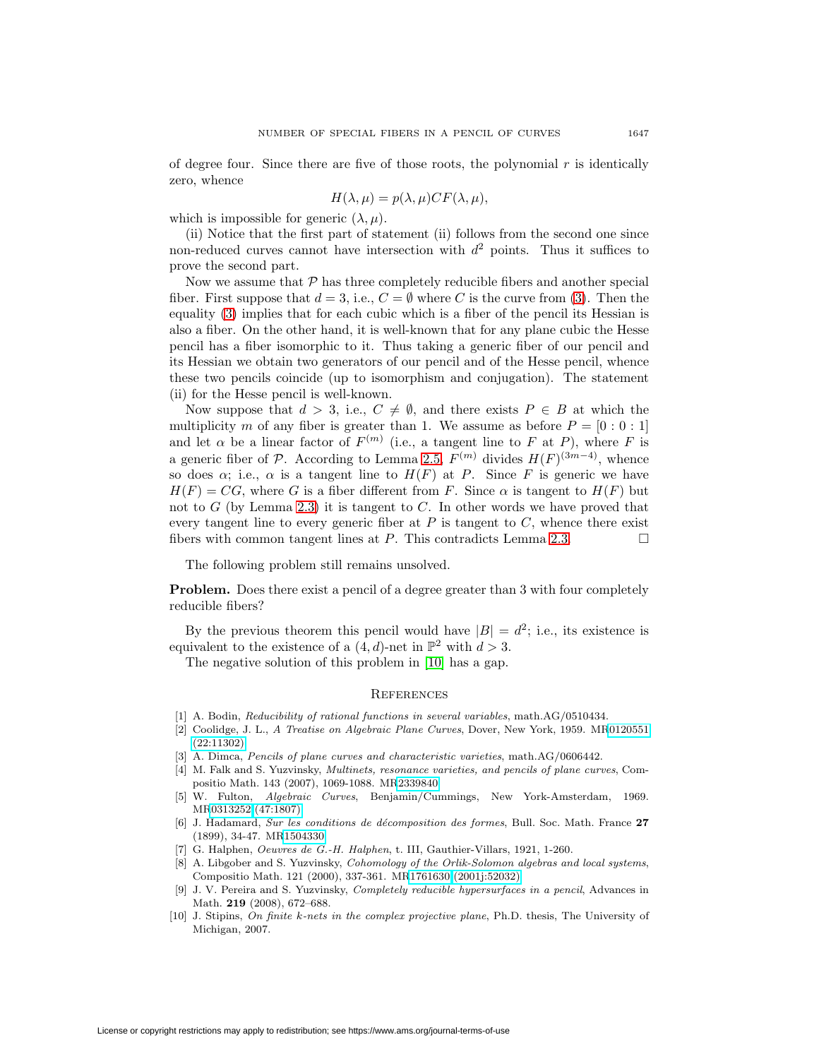of degree four. Since there are five of those roots, the polynomial $r$ is identically zero, whence

$$H(\lambda, \mu) = p(\lambda, \mu) CF(\lambda, \mu),$$

which is impossible for generic $(\lambda, \mu)$.

(ii) Notice that the first part of statement (ii) follows from the second one since non-reduced curves cannot have intersection with $d^2$ points. Thus it suffices to prove the second part.

Now we assume that $\mathcal{P}$ has three completely reducible fibers and another special fiber. First suppose that $d = 3$, i.e., $C = \emptyset$ where $C$ is the curve from (3). Then the equality (3) implies that for each cubic which is a fiber of the pencil its Hessian is also a fiber. On the other hand, it is well-known that for any plane cubic the Hesse pencil has a fiber isomorphic to it. Thus taking a generic fiber of our pencil and its Hessian we obtain two generators of our pencil and of the Hesse pencil, whence these two pencils coincide (up to isomorphism and conjugation). The statement (ii) for the Hesse pencil is well-known.

Now suppose that $d > 3$, i.e., $C \neq \emptyset$, and there exists $P \in B$ at which the multiplicity $m$ of any fiber is greater than 1. We assume as before $P = [0 : 0 : 1]$ and let $\alpha$ be a linear factor of $F^{(m)}$ (i.e., a tangent line to $F$ at $P$), where $F$ is a generic fiber of $\mathcal{P}$. According to Lemma 2.5, $F^{(m)}$ divides $H(F)^{(3m-4)}$, whence so does $\alpha$; i.e., $\alpha$ is a tangent line to $H(F)$ at $P$. Since $F$ is generic we have $H(F) = CG$, where $G$ is a fiber different from $F$. Since $\alpha$ is tangent to $H(F)$ but not to $G$ (by Lemma 2.3) it is tangent to $C$. In other words we have proved that every tangent line to every generic fiber at $P$ is tangent to $C$, whence there exist fibers with common tangent lines at $P$. This contradicts Lemma 2.3. □

The following problem still remains unsolved.

**Problem.** Does there exist a pencil of a degree greater than 3 with four completely reducible fibers?

By the previous theorem this pencil would have $|B| = d^2$; i.e., its existence is equivalent to the existence of a $(4, d)$-net in $\mathbb{P}^2$ with $d > 3$.

The negative solution of this problem in [10] has a gap.

## References

[1] A. Bodin, *Reducibility of rational functions in several variables*, math.AG/0510434.

[2] Coolidge, J. L., *A Treatise on Algebraic Plane Curves*, Dover, New York, 1959. MR0120551 (22:11302)

[3] A. Dimca, *Pencils of plane curves and characteristic varieties*, math.AG/0606442.

[4] M. Falk and S. Yuzvinsky, *Multinets, resonance varieties, and pencils of plane curves*, Compositio Math. 143 (2007), 1069-1088. MR2339840

[5] W. Fulton, *Algebraic Curves*, Benjamin/Cummings, New York-Amsterdam, 1969. MR0313252 (47:1807)

[6] J. Hadamard, *Sur les conditions de décomposition des formes*, Bull. Soc. Math. France **27** (1899), 34-47. MR1504330

[7] G. Halphen, *Oeuvres de G.-H. Halphen*, t. III, Gauthier-Villars, 1921, 1-260.

[8] A. Libgober and S. Yuzvinsky, *Cohomology of the Orlik-Solomon algebras and local systems*, Compositio Math. 121 (2000), 337-361. MR1761630 (2001j:52032)

[9] J. V. Pereira and S. Yuzvinsky, *Completely reducible hypersurfaces in a pencil*, Advances in Math. **219** (2008), 672–688.

[10] J. Stipins, *On finite k-nets in the complex projective plane*, Ph.D. thesis, The University of Michigan, 2007.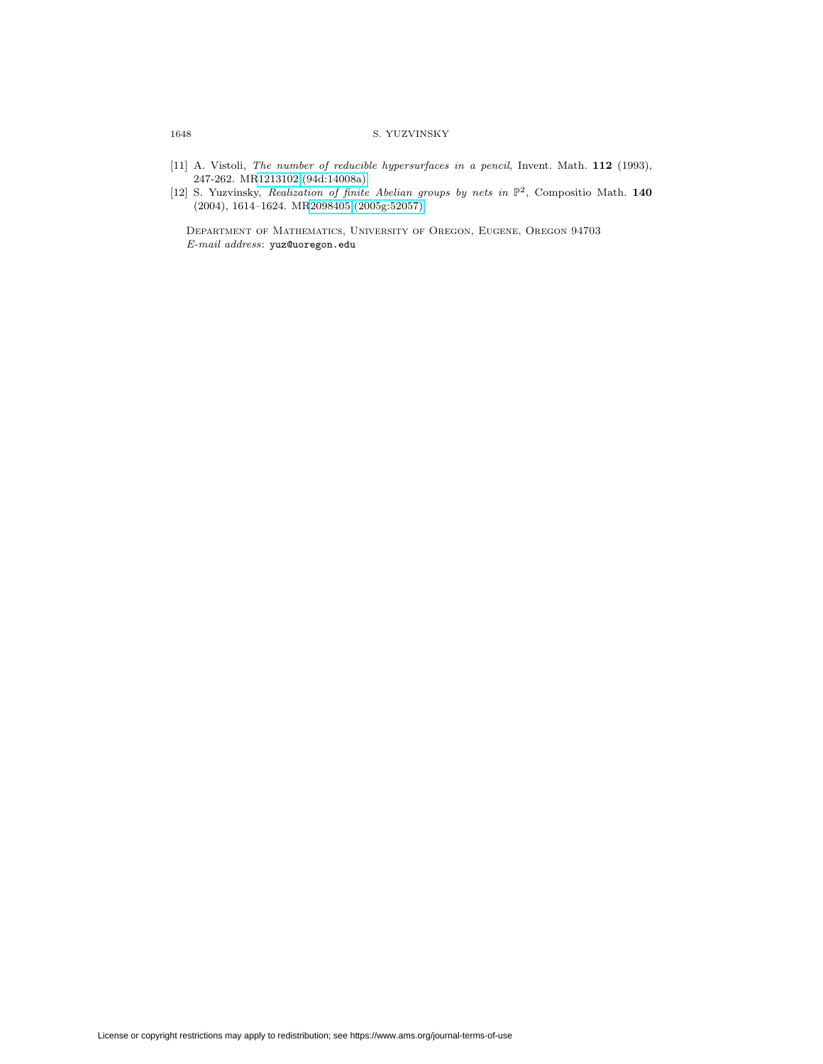[11] A. Vistoli, *The number of reducible hypersurfaces in a pencil*, Invent. Math. **112** (1993), 247-262. MR1213102 (94d:14008a)

[12] S. Yuzvinsky, *Realization of finite Abelian groups by nets in* $\mathbb{P}^2$, Compositio Math. **140** (2004), 1614–1624. MR2098405 (2005g:52057)

Department of Mathematics, University of Oregon, Eugene, Oregon 94703

*E-mail address*: yuz@uoregon.edu